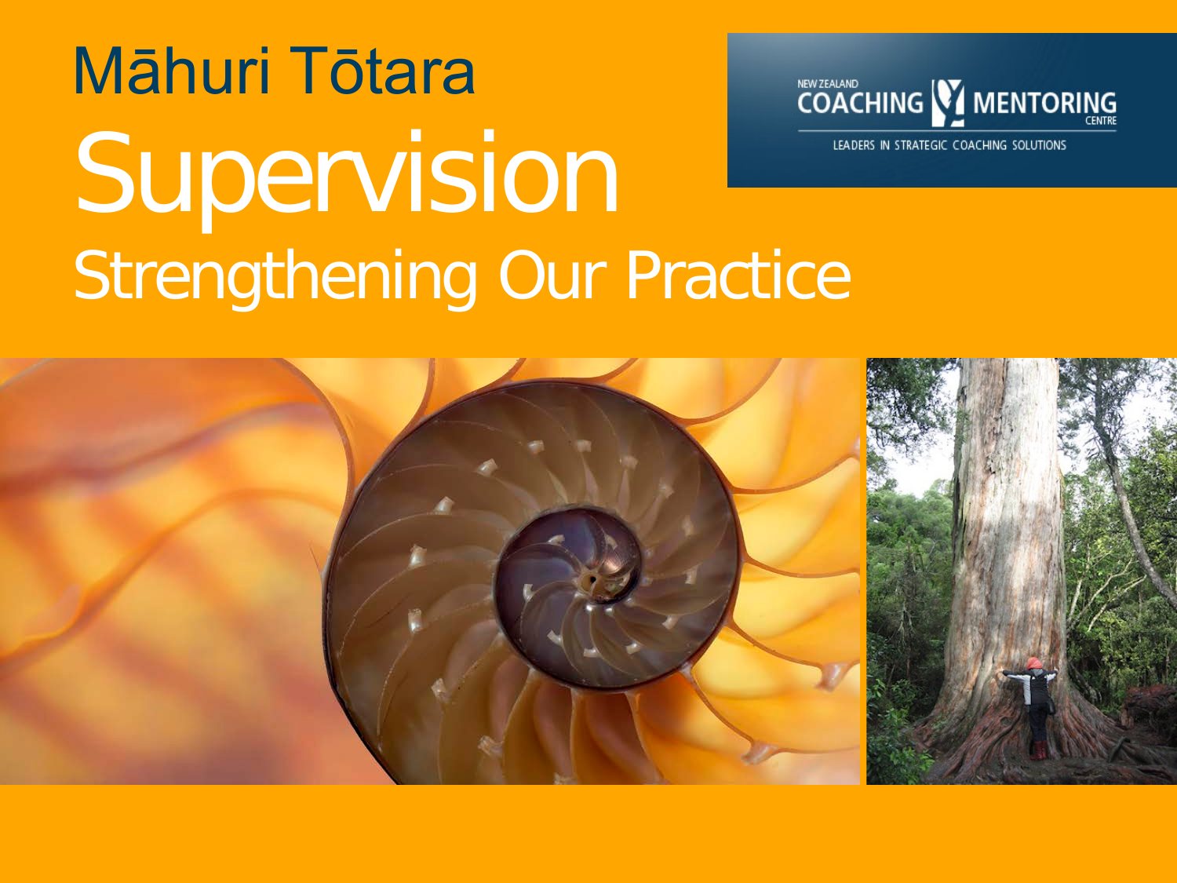# Māhuri Tōtara

# Supervision

## Strengthening Our Practice

NEW ZEALAND COACHING MENTORING CENTRE

LEADERS IN STRATEGIC COACHING SOLUTIONS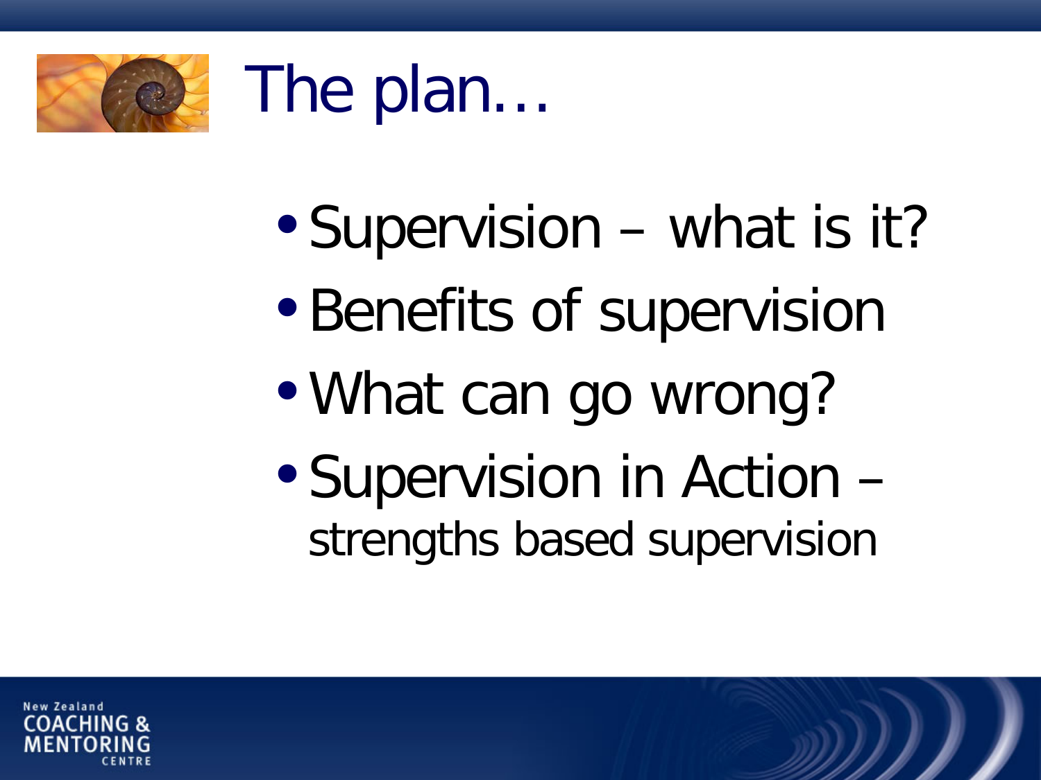# The plan…

- Supervision – what is it?
- Benefits of supervision
- What can go wrong?
- Supervision in Action – strengths based supervision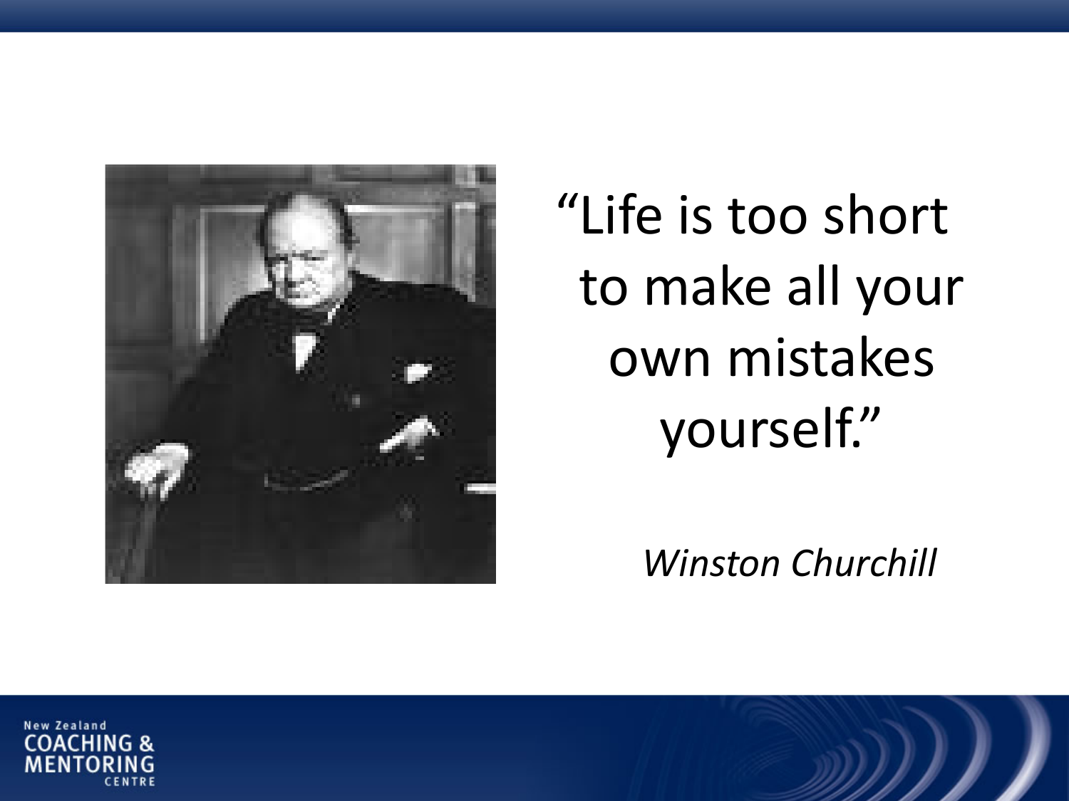"Life is too short to make all your own mistakes yourself."

*Winston Churchill*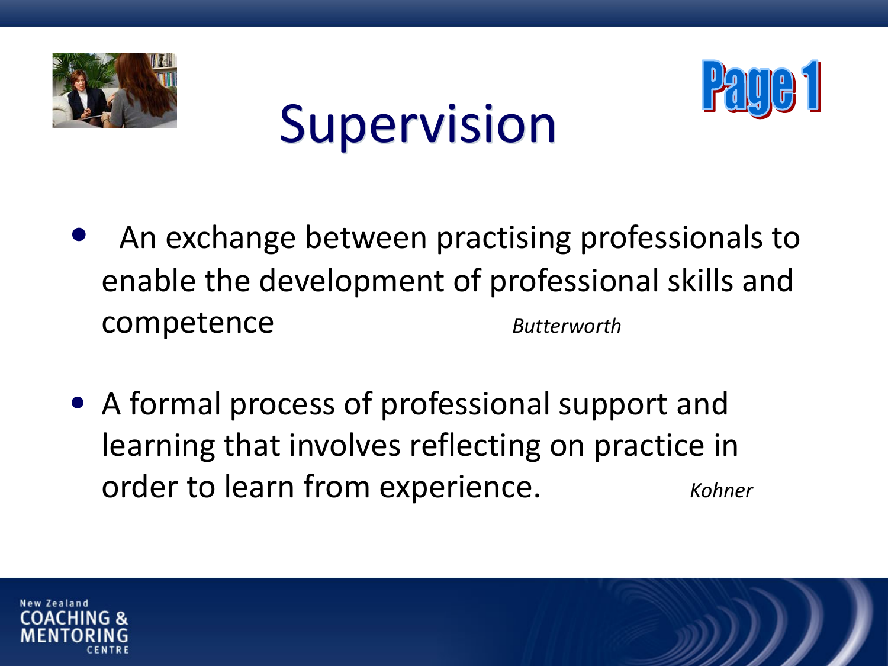# Supervision

Page 1

- An exchange between practising professionals to enable the development of professional skills and competence *Butterworth*

- A formal process of professional support and learning that involves reflecting on practice in order to learn from experience. *Kohner*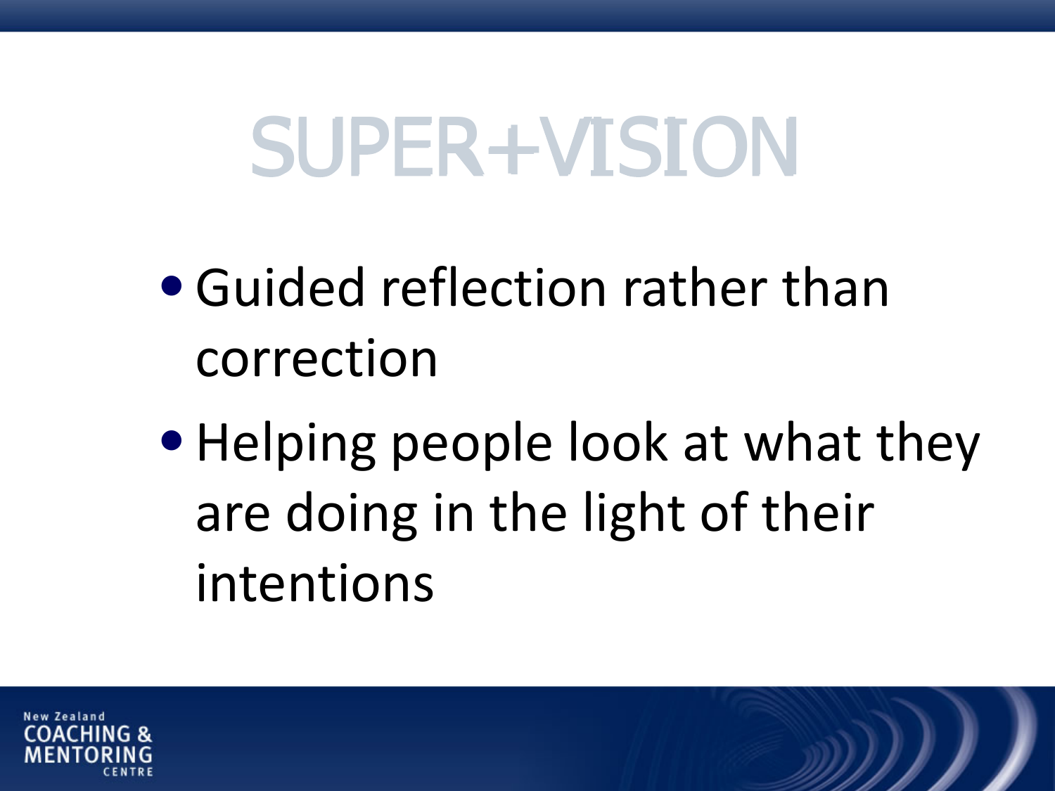# SUPER+VISION

- Guided reflection rather than correction
- Helping people look at what they are doing in the light of their intentions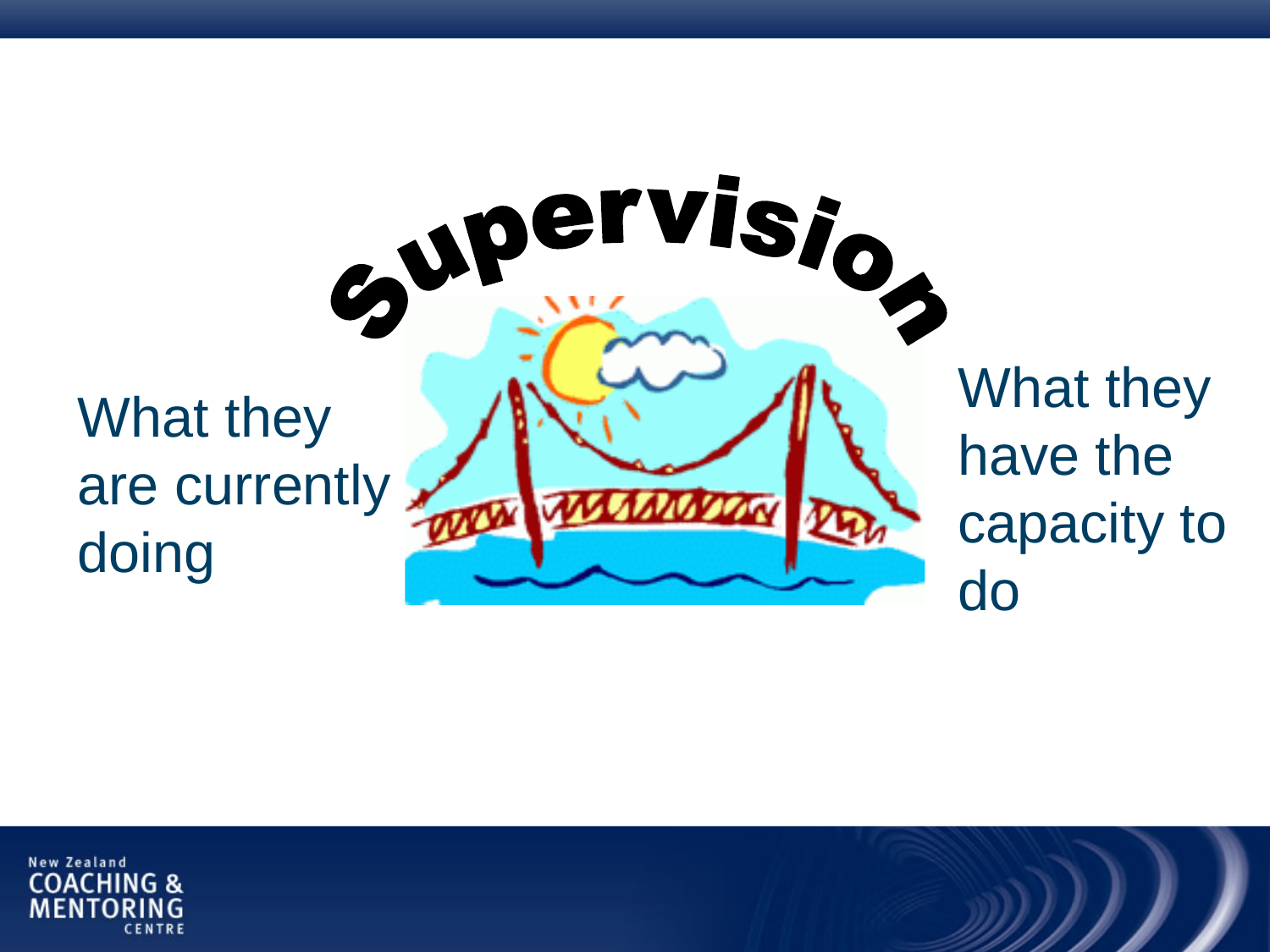# Supervision

What they are currently doing

What they have the capacity to do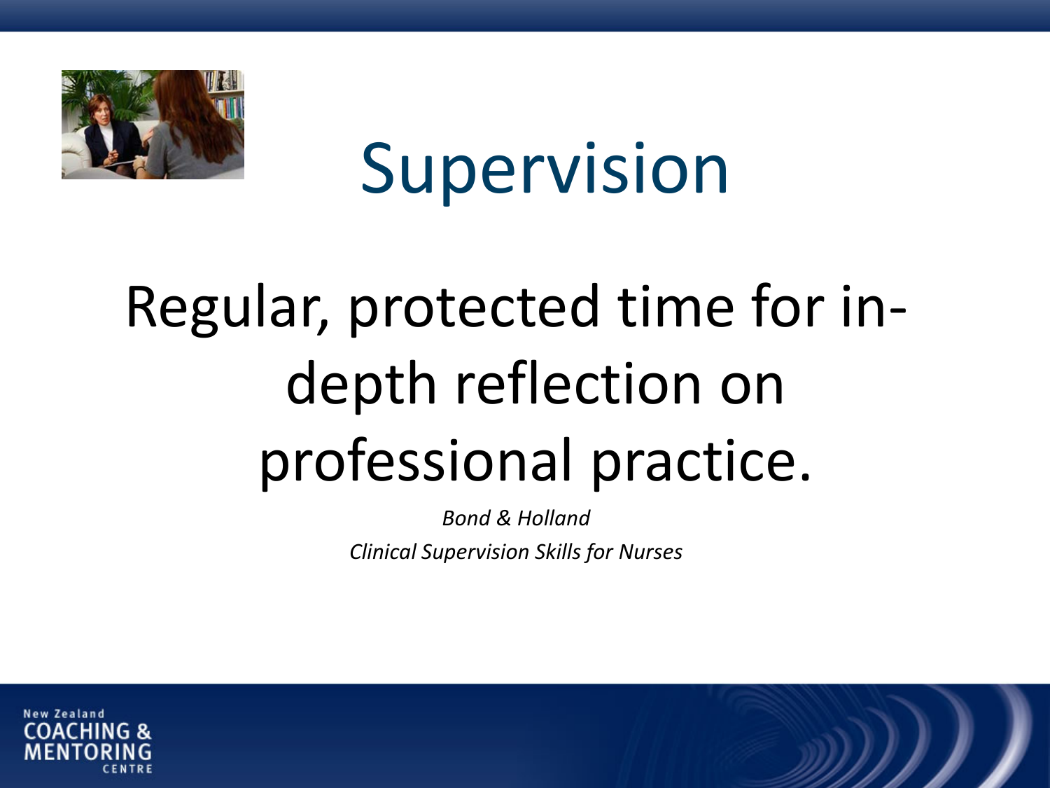# Supervision

Regular, protected time for in-depth reflection on professional practice.

*Bond & Holland*

*Clinical Supervision Skills for Nurses*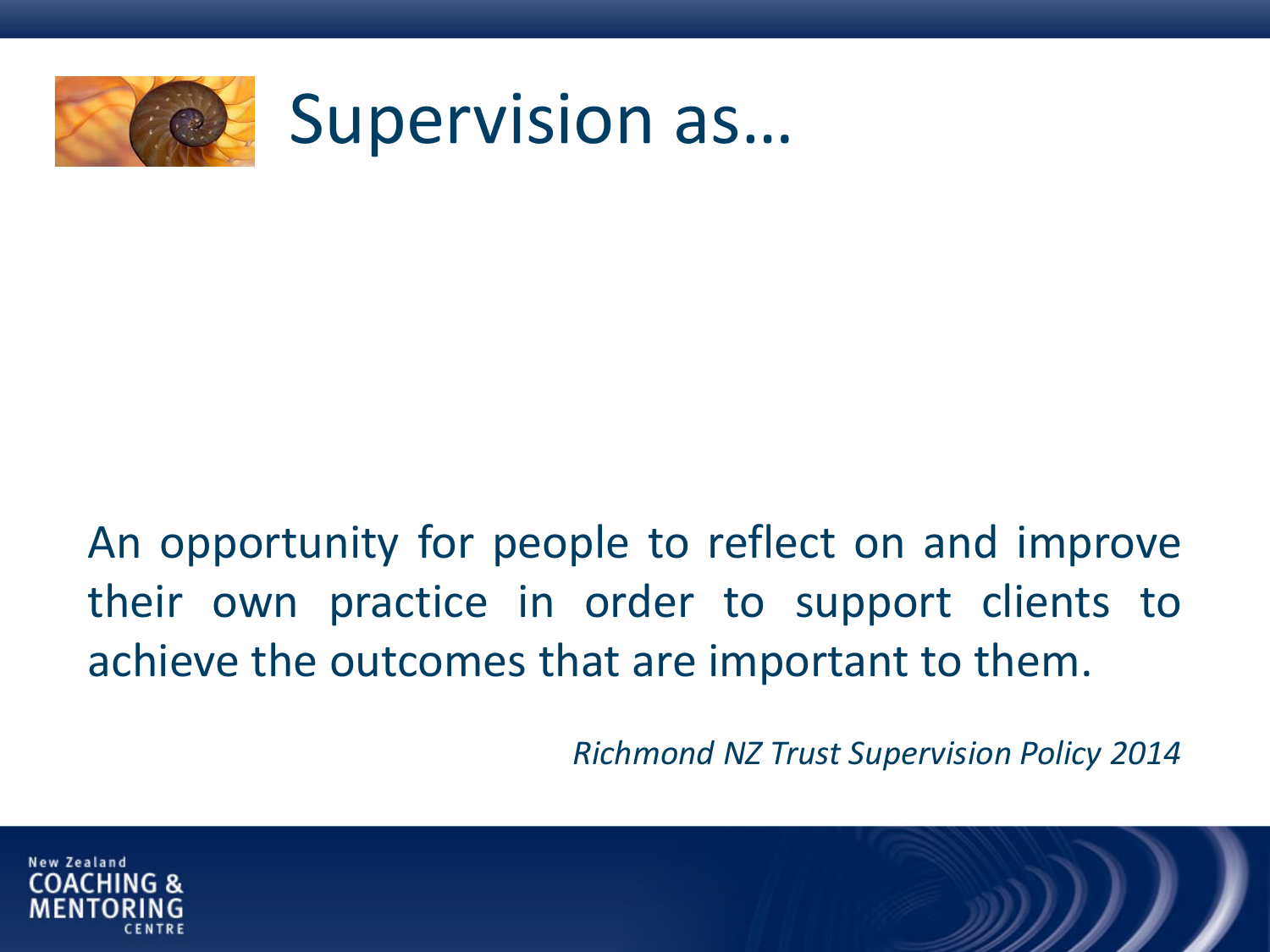# Supervision as…

An opportunity for people to reflect on and improve their own practice in order to support clients to achieve the outcomes that are important to them.

*Richmond NZ Trust Supervision Policy 2014*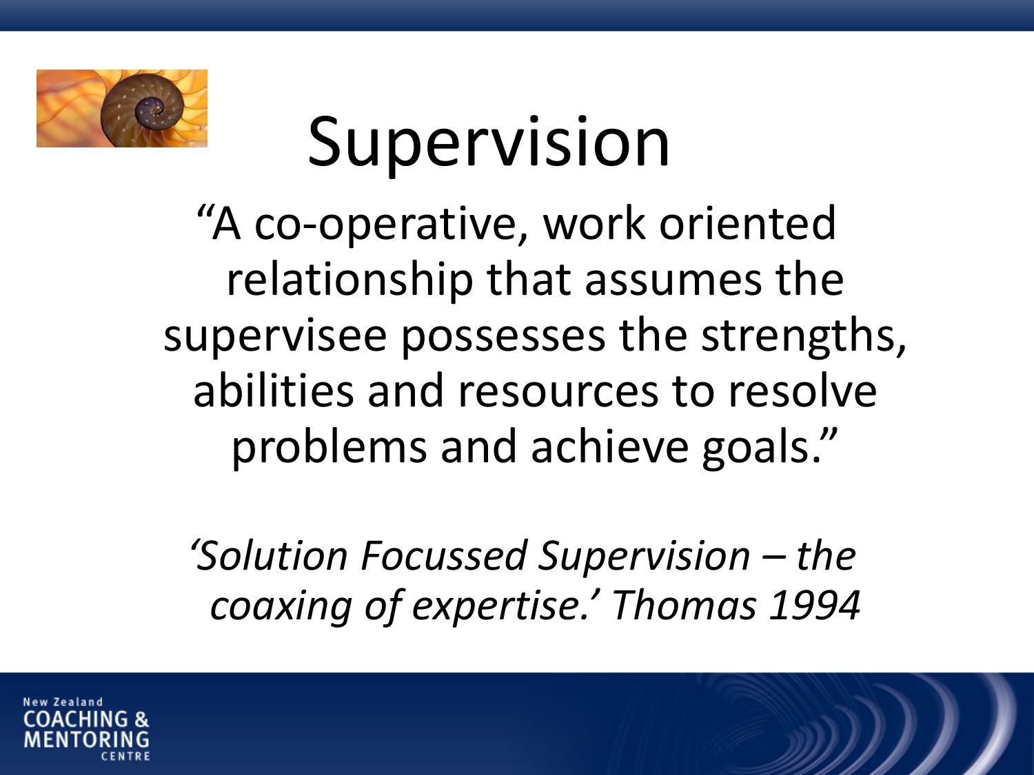# Supervision

"A co-operative, work oriented relationship that assumes the supervisee possesses the strengths, abilities and resources to resolve problems and achieve goals."

*'Solution Focussed Supervision – the coaxing of expertise.' Thomas 1994*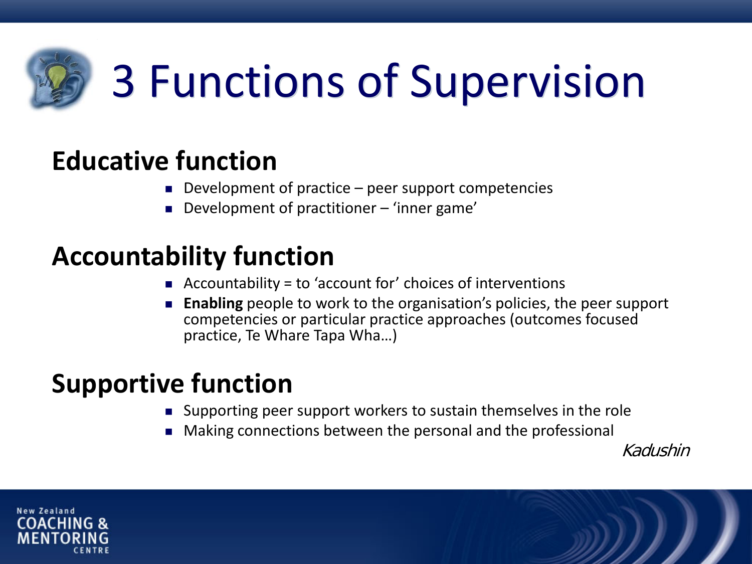# 3 Functions of Supervision

## Educative function

- Development of practice – peer support competencies
- Development of practitioner – 'inner game'

## Accountability function

- Accountability = to 'account for' choices of interventions
- **Enabling** people to work to the organisation's policies, the peer support competencies or particular practice approaches (outcomes focused practice, Te Whare Tapa Wha…)

## Supportive function

- Supporting peer support workers to sustain themselves in the role
- Making connections between the personal and the professional

*Kadushin*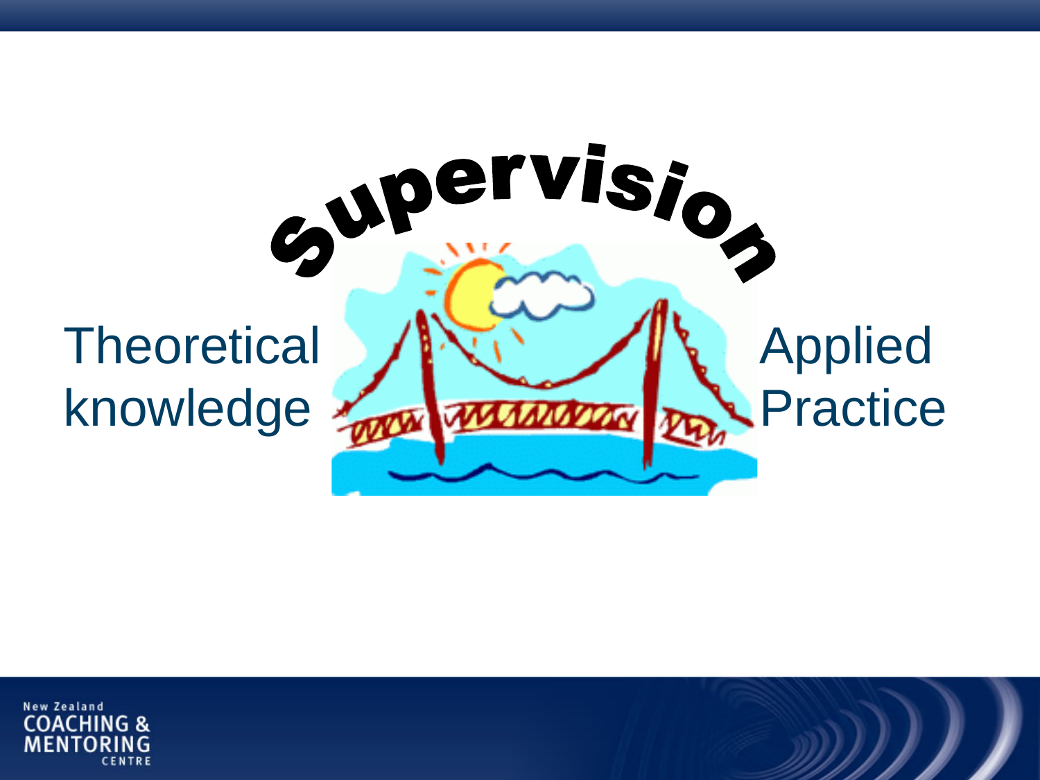Supervision

Theoretical knowledge

Applied Practice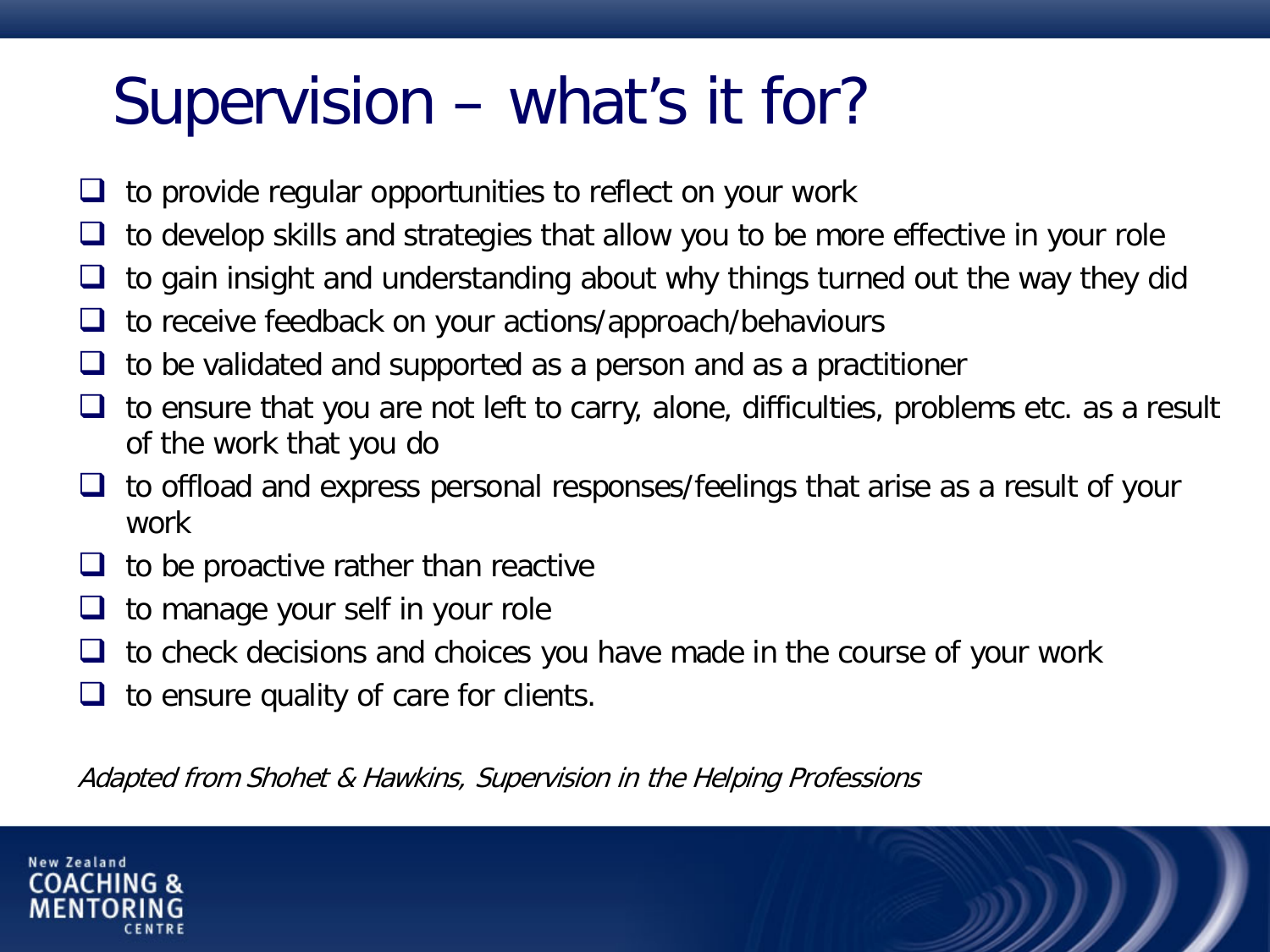# Supervision – what's it for?

- to provide regular opportunities to reflect on your work
- to develop skills and strategies that allow you to be more effective in your role
- to gain insight and understanding about why things turned out the way they did
- to receive feedback on your actions/approach/behaviours
- to be validated and supported as a person and as a practitioner
- to ensure that you are not left to carry, alone, difficulties, problems etc. as a result of the work that you do
- to offload and express personal responses/feelings that arise as a result of your work
- to be proactive rather than reactive
- to manage your self in your role
- to check decisions and choices you have made in the course of your work
- to ensure quality of care for clients.

*Adapted from Shohet & Hawkins, Supervision in the Helping Professions*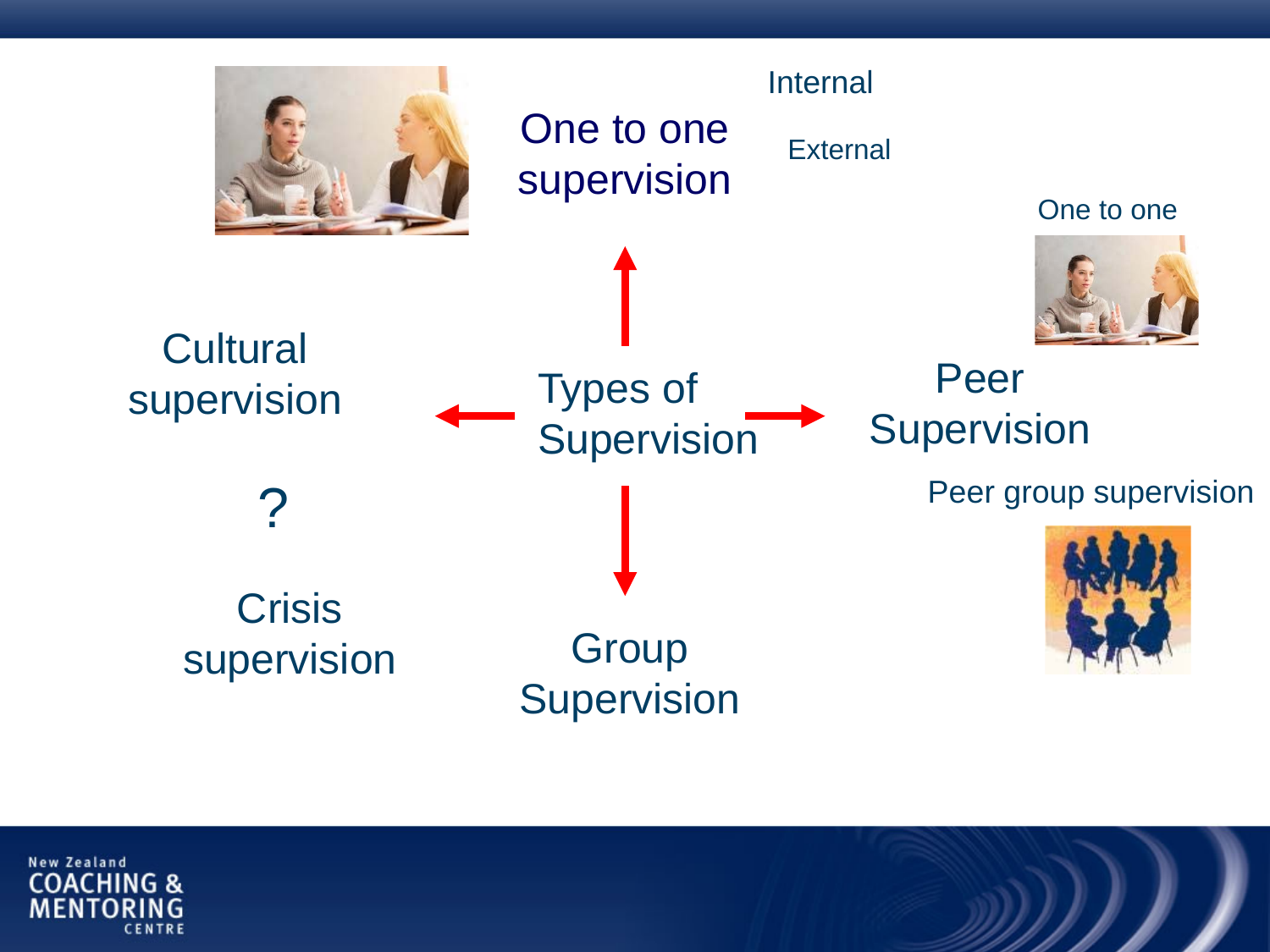# Types of Supervision

- One to one supervision
  - Internal
  - External
- Peer Supervision
  - One to one
  - Peer group supervision
- Group Supervision
- Cultural supervision
- ?
- Crisis supervision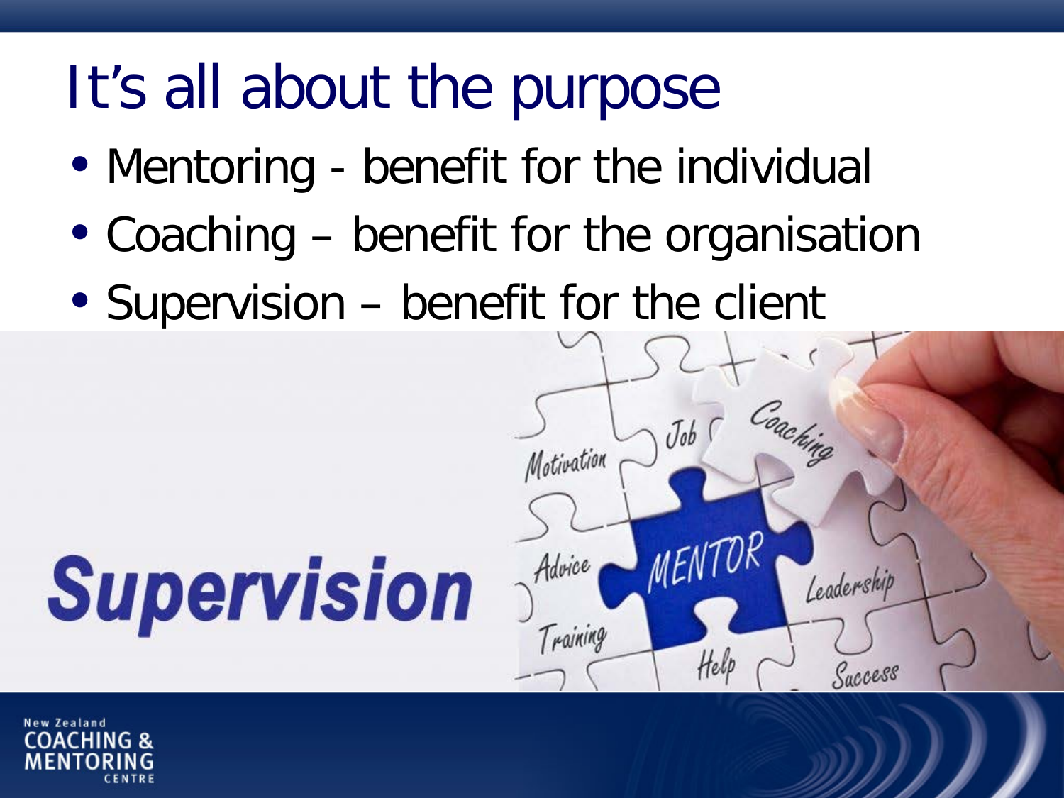# It's all about the purpose

- Mentoring - benefit for the individual
- Coaching – benefit for the organisation
- Supervision – benefit for the client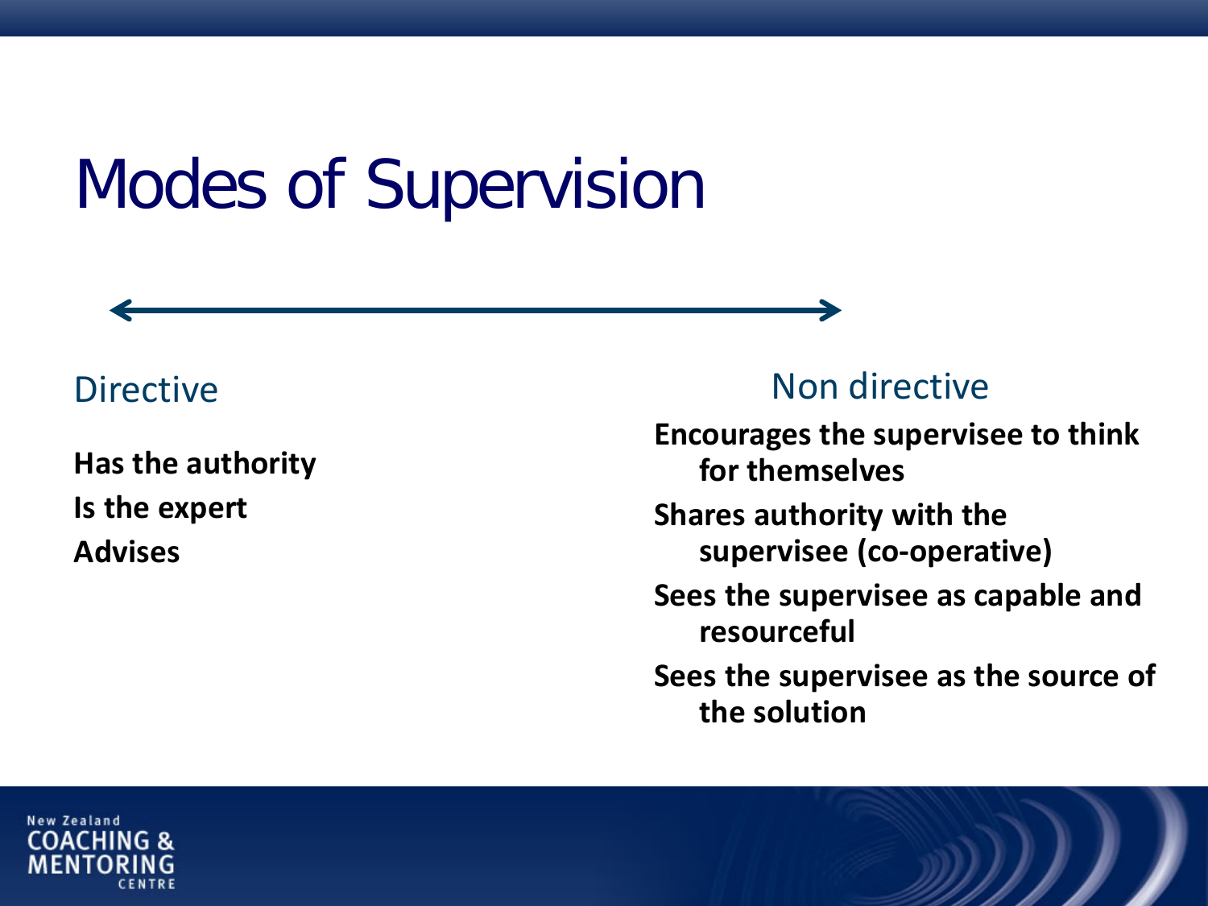# Modes of Supervision

## Directive

**Has the authority**

**Is the expert**

**Advises**

## Non directive

**Encourages the supervisee to think for themselves**

**Shares authority with the supervisee (co-operative)**

**Sees the supervisee as capable and resourceful**

**Sees the supervisee as the source of the solution**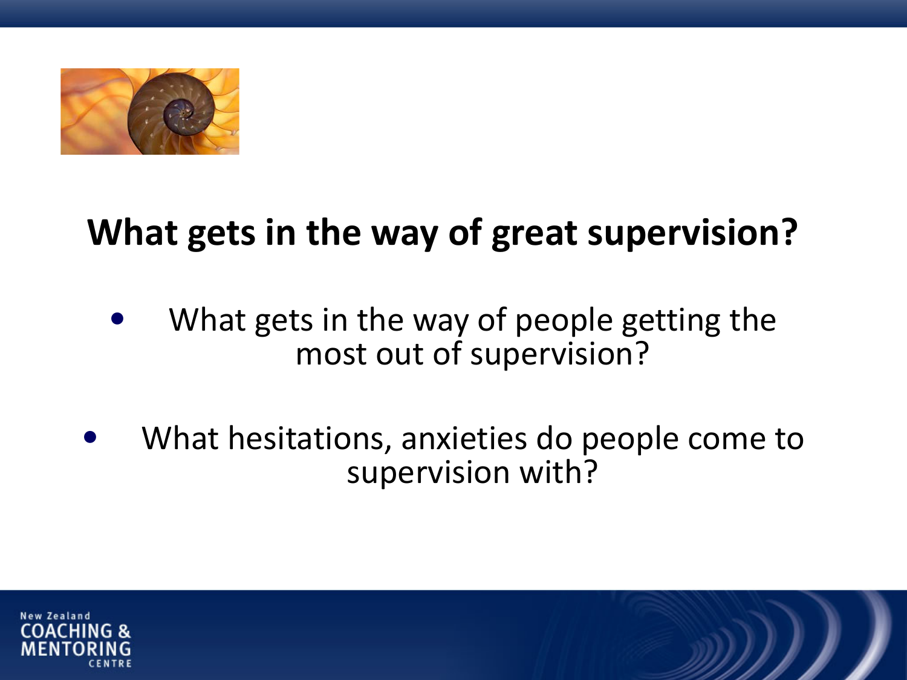# What gets in the way of great supervision?

- What gets in the way of people getting the most out of supervision?
- What hesitations, anxieties do people come to supervision with?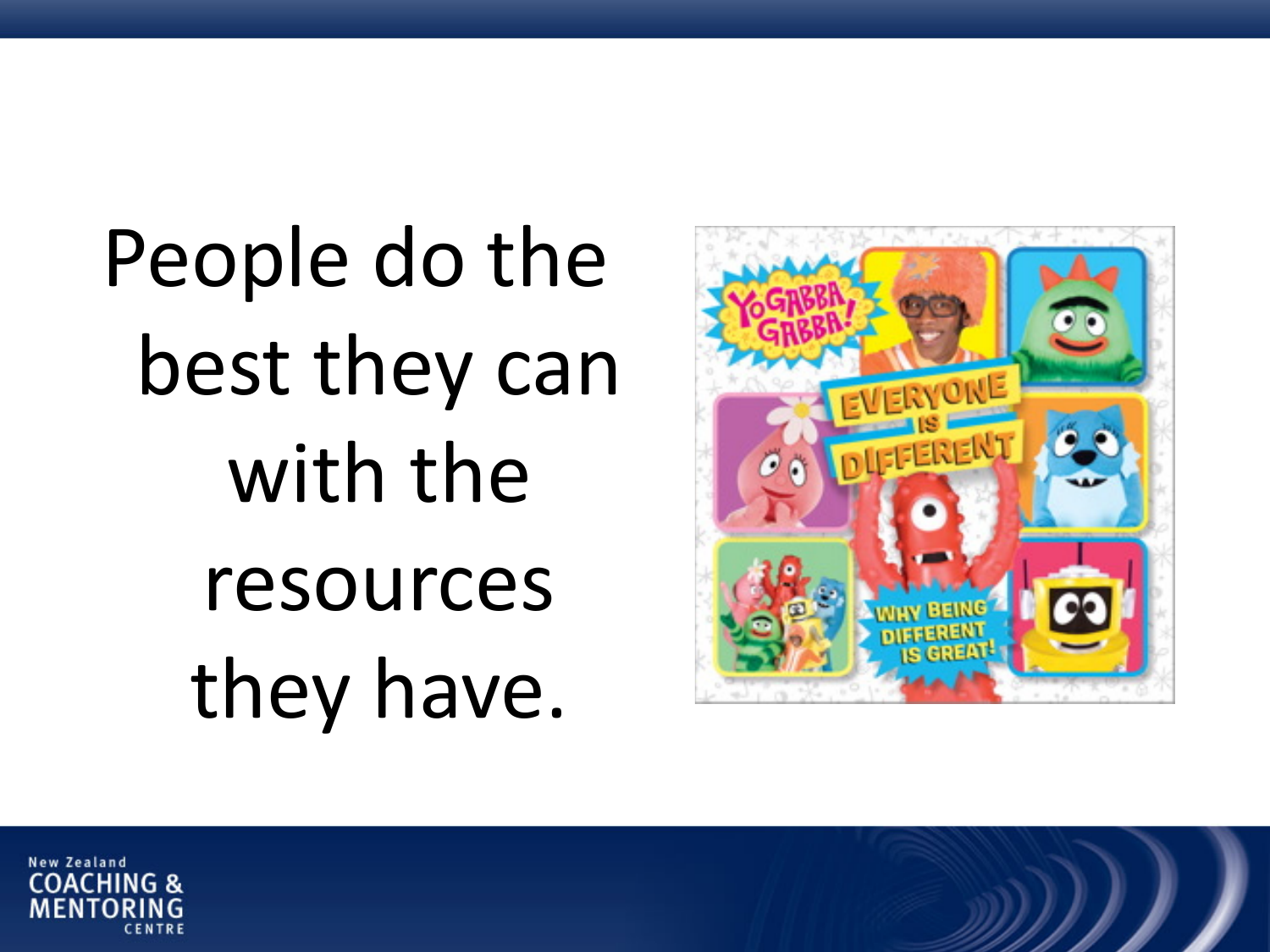People do the best they can with the resources they have.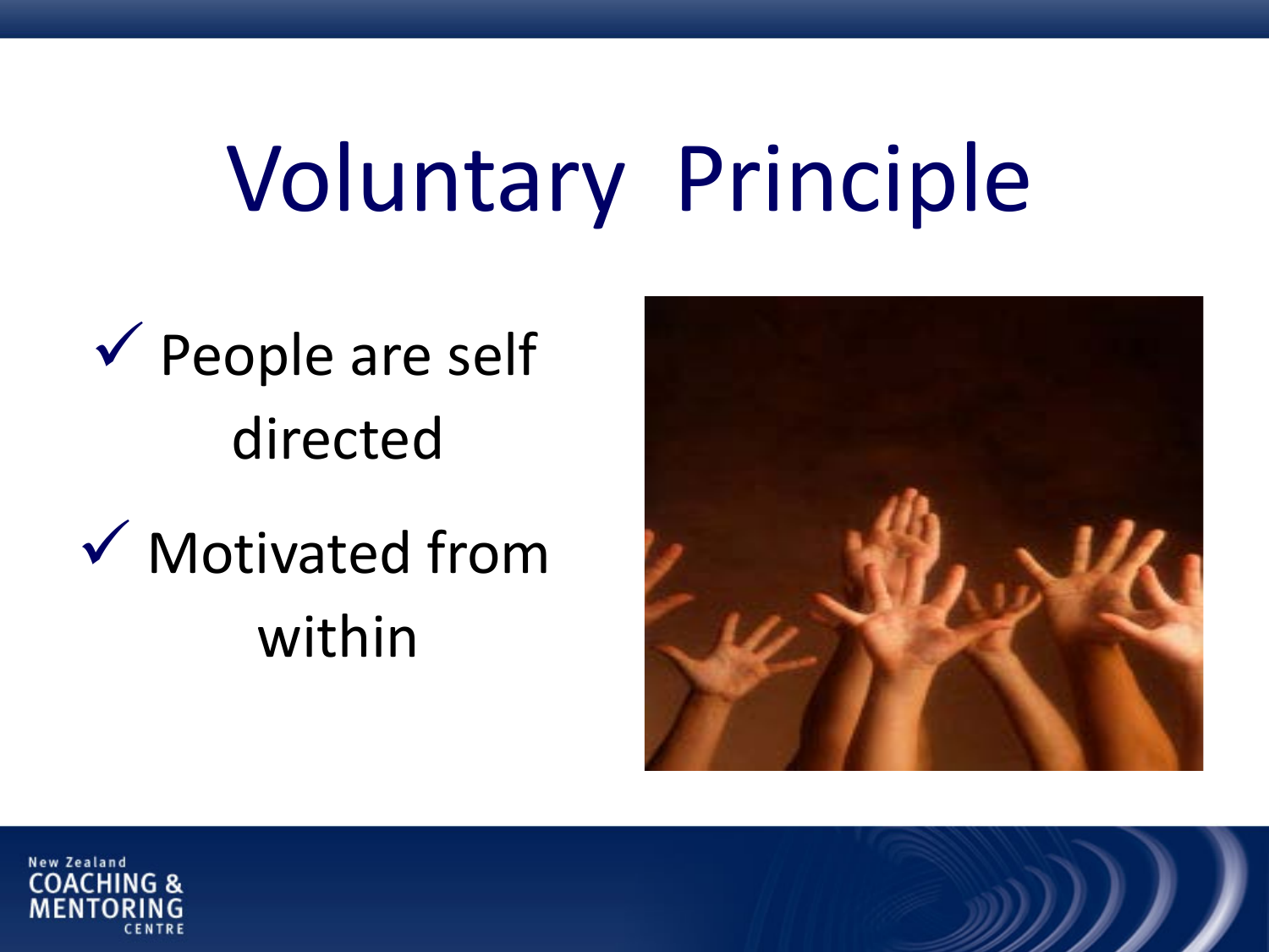# Voluntary Principle

- ✓ People are self directed
- ✓ Motivated from within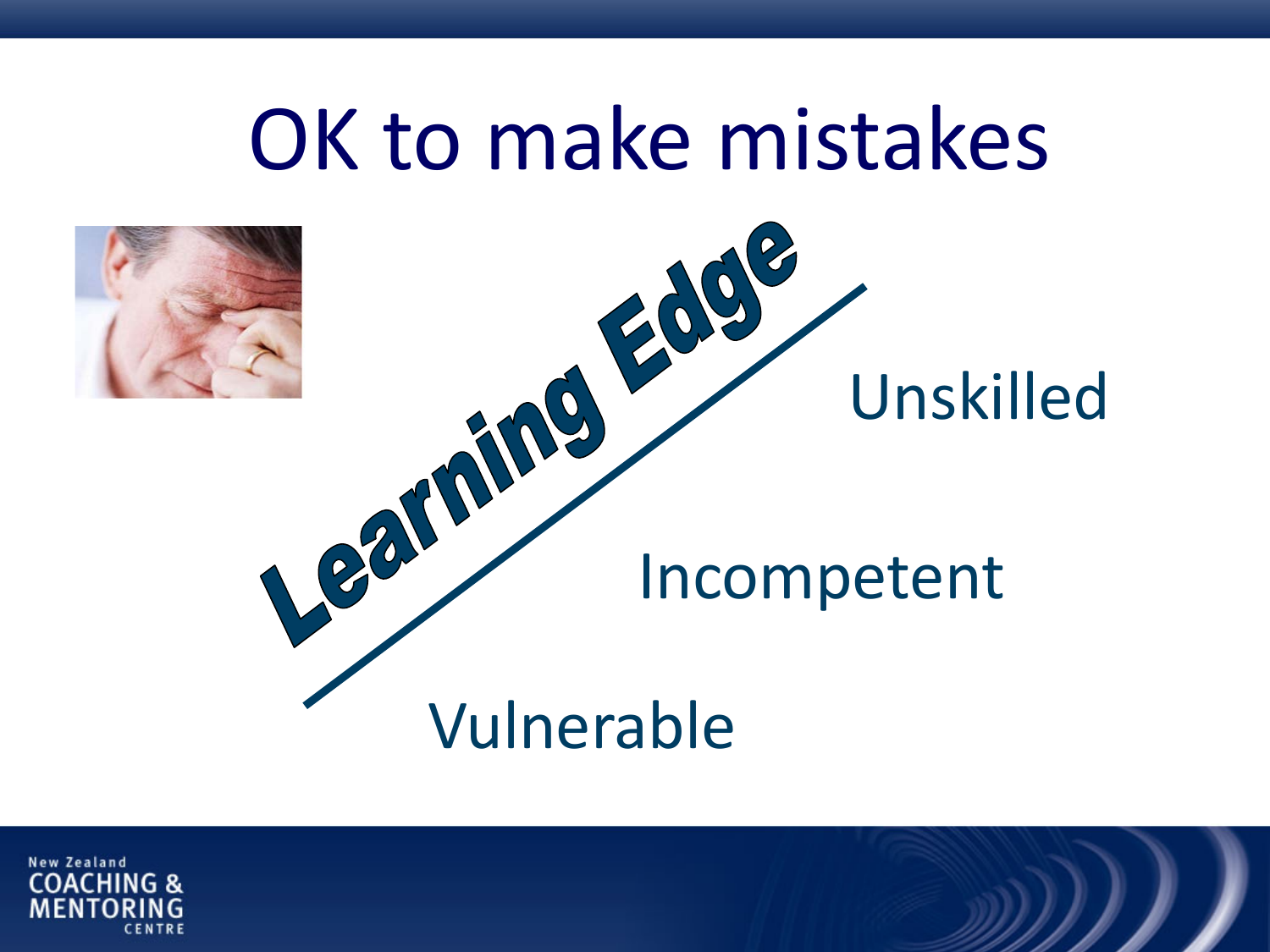# OK to make mistakes

Learning Edge

Unskilled

Incompetent

Vulnerable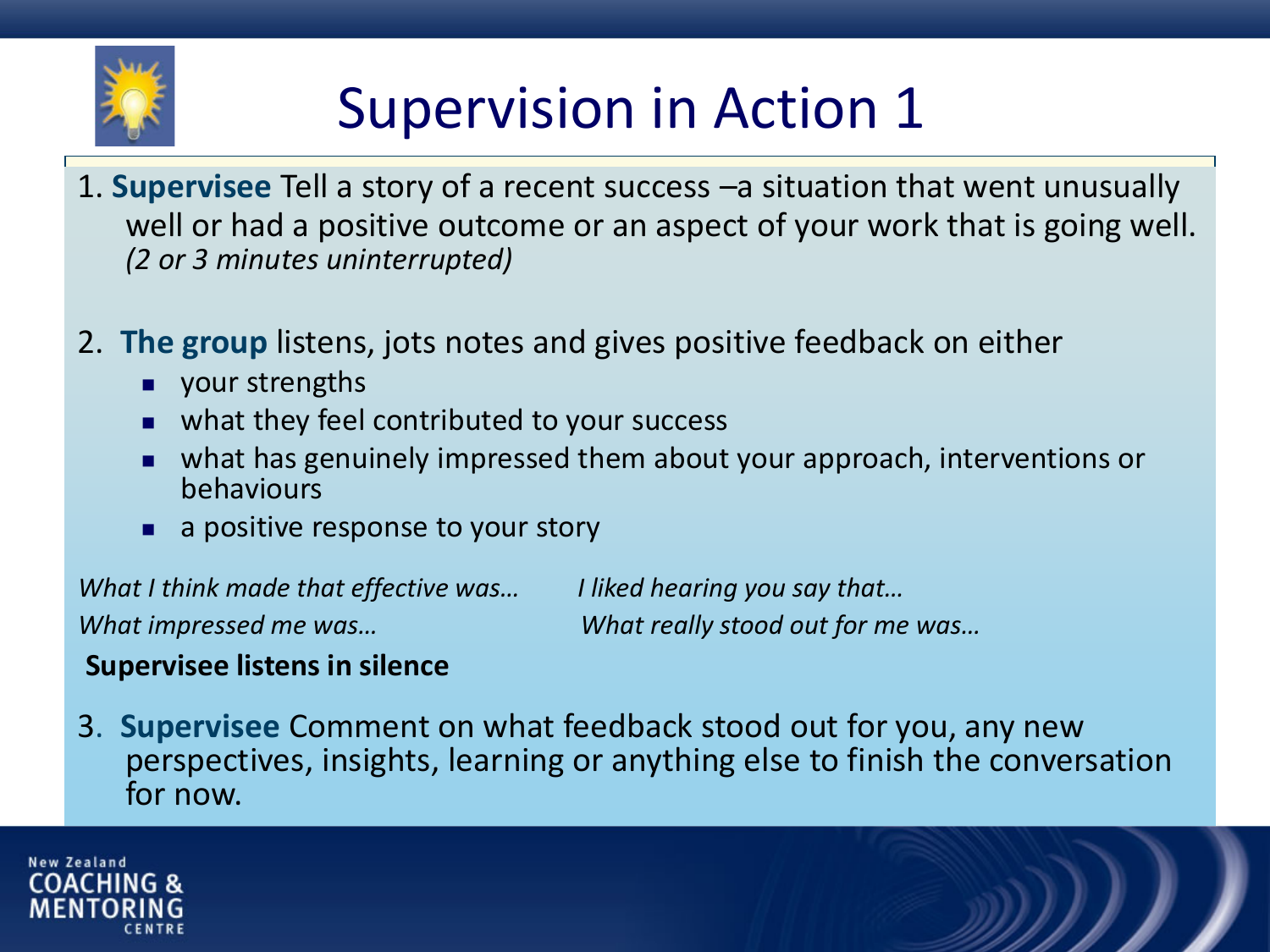# Supervision in Action 1

1. **Supervisee** Tell a story of a recent success –a situation that went unusually well or had a positive outcome or an aspect of your work that is going well. *(2 or 3 minutes uninterrupted)*

2. **The group** listens, jots notes and gives positive feedback on either
   - your strengths
   - what they feel contributed to your success
   - what has genuinely impressed them about your approach, interventions or behaviours
   - a positive response to your story

*What I think made that effective was…*

*What impressed me was…*

*I liked hearing you say that…*

*What really stood out for me was…*

**Supervisee listens in silence**

3. **Supervisee** Comment on what feedback stood out for you, any new perspectives, insights, learning or anything else to finish the conversation for now.

New Zealand COACHING & MENTORING CENTRE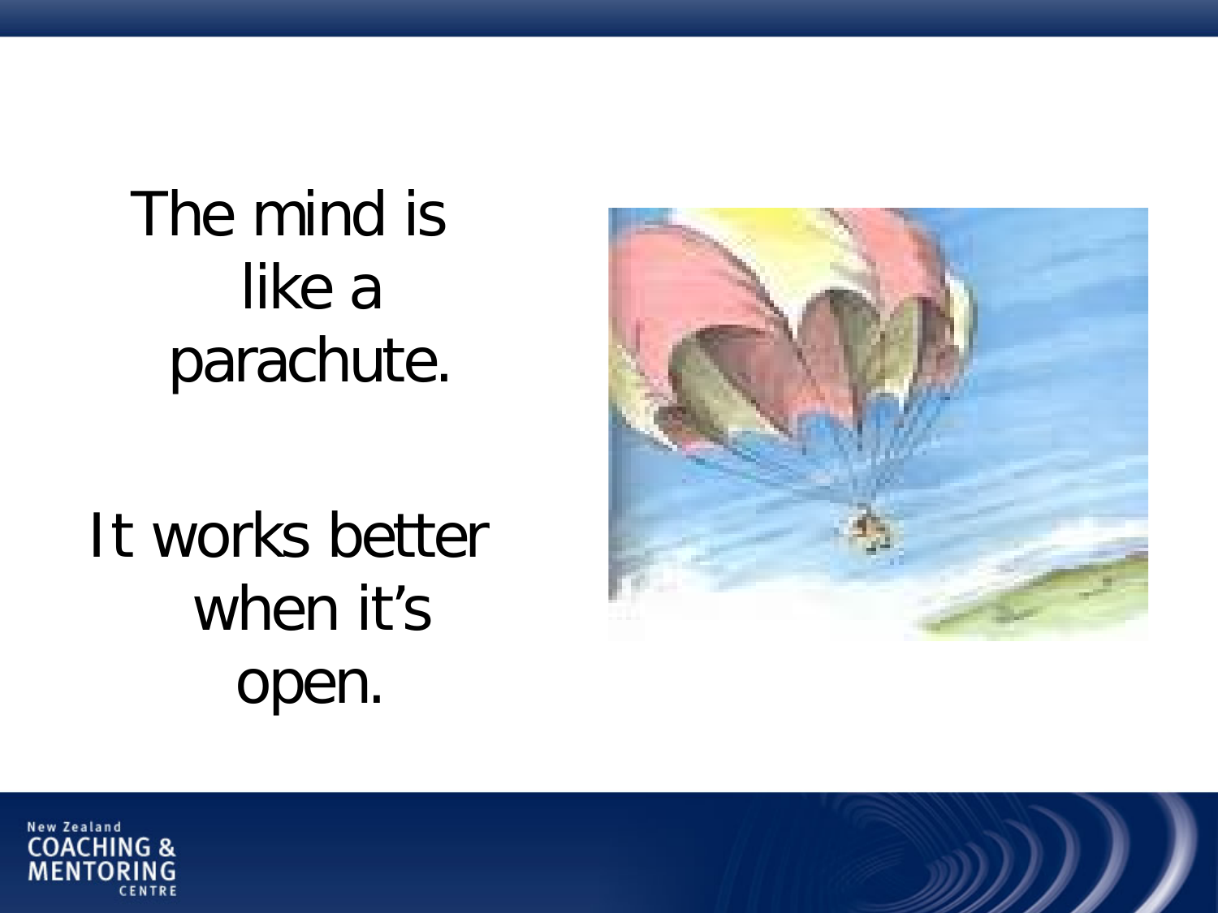The mind is like a parachute.

It works better when it's open.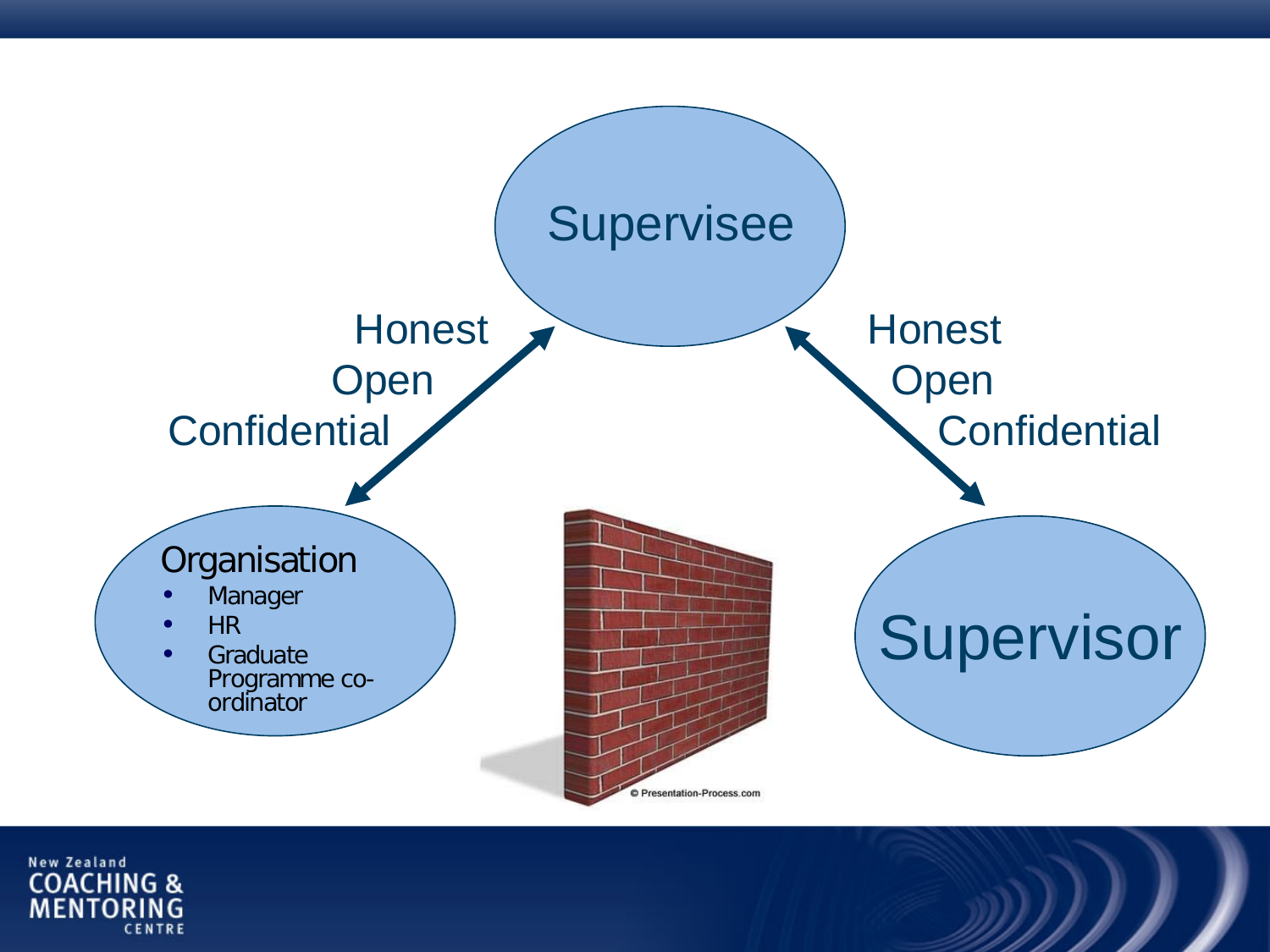Supervisee

Honest
Open
Confidential

Honest
Open
Confidential

Organisation

- Manager
- HR
- Graduate Programme co-ordinator

Supervisor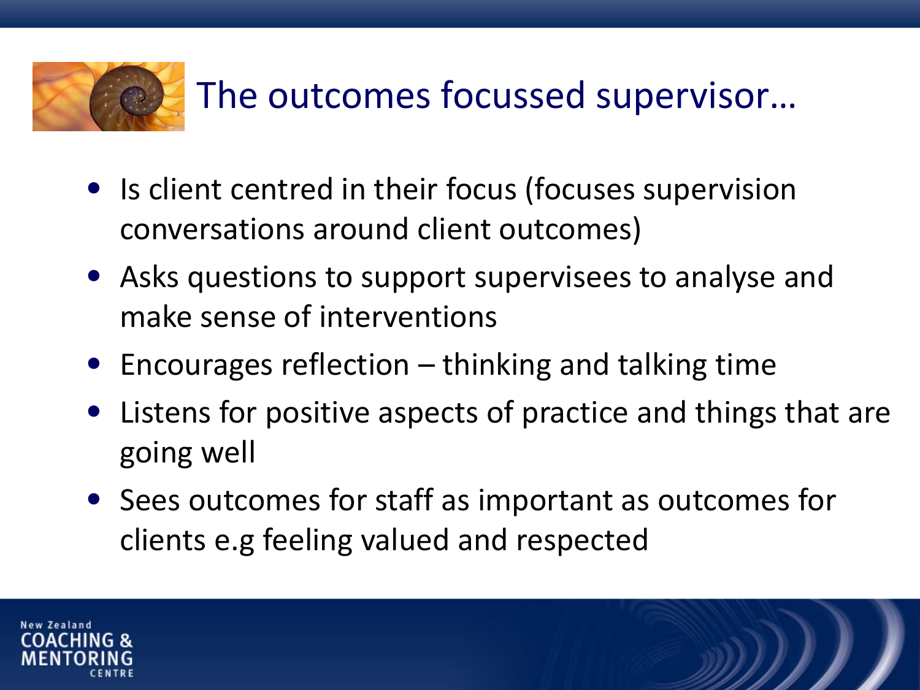# The outcomes focussed supervisor…

- Is client centred in their focus (focuses supervision conversations around client outcomes)
- Asks questions to support supervisees to analyse and make sense of interventions
- Encourages reflection – thinking and talking time
- Listens for positive aspects of practice and things that are going well
- Sees outcomes for staff as important as outcomes for clients e.g feeling valued and respected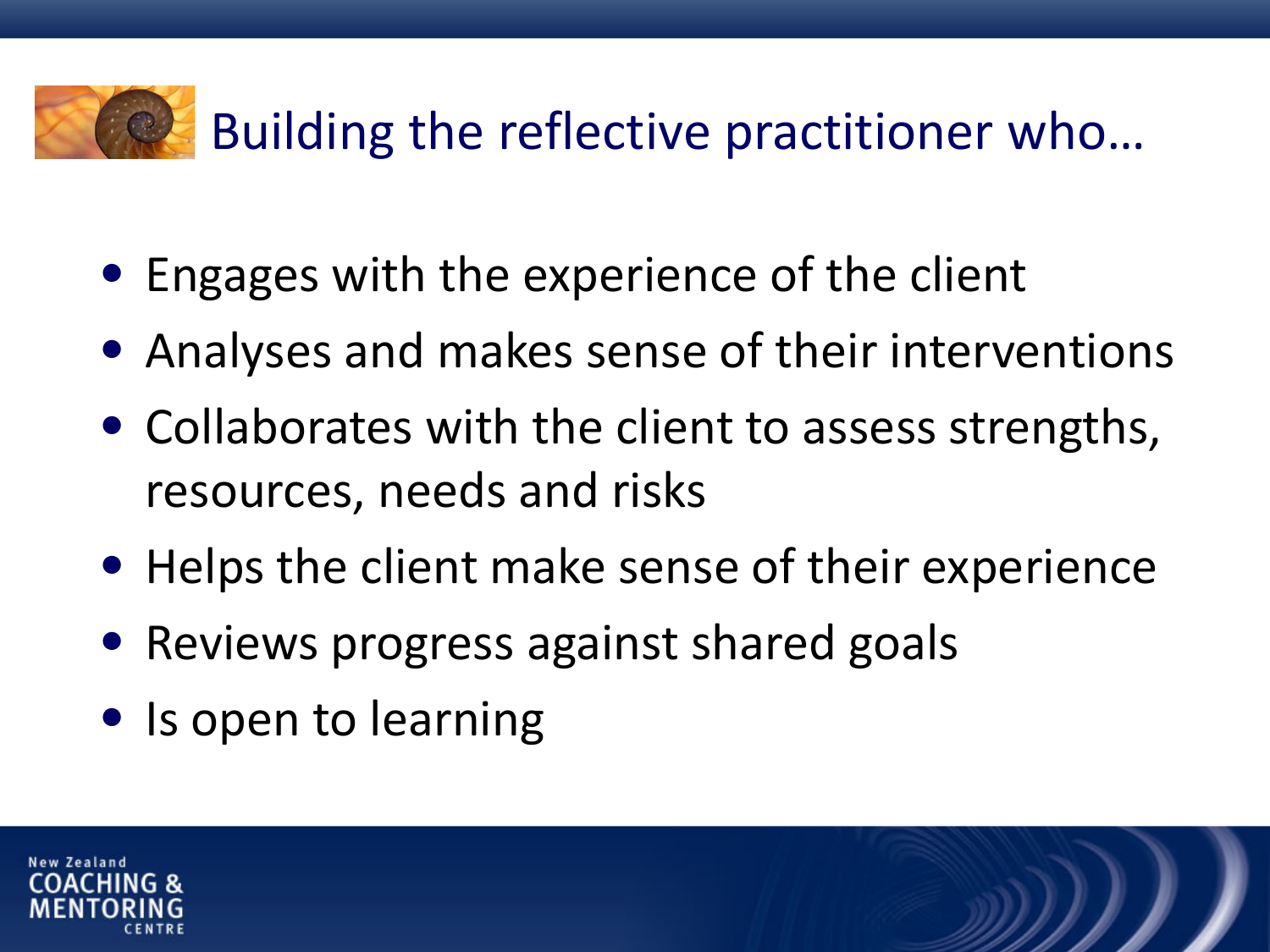# Building the reflective practitioner who…

- Engages with the experience of the client
- Analyses and makes sense of their interventions
- Collaborates with the client to assess strengths, resources, needs and risks
- Helps the client make sense of their experience
- Reviews progress against shared goals
- Is open to learning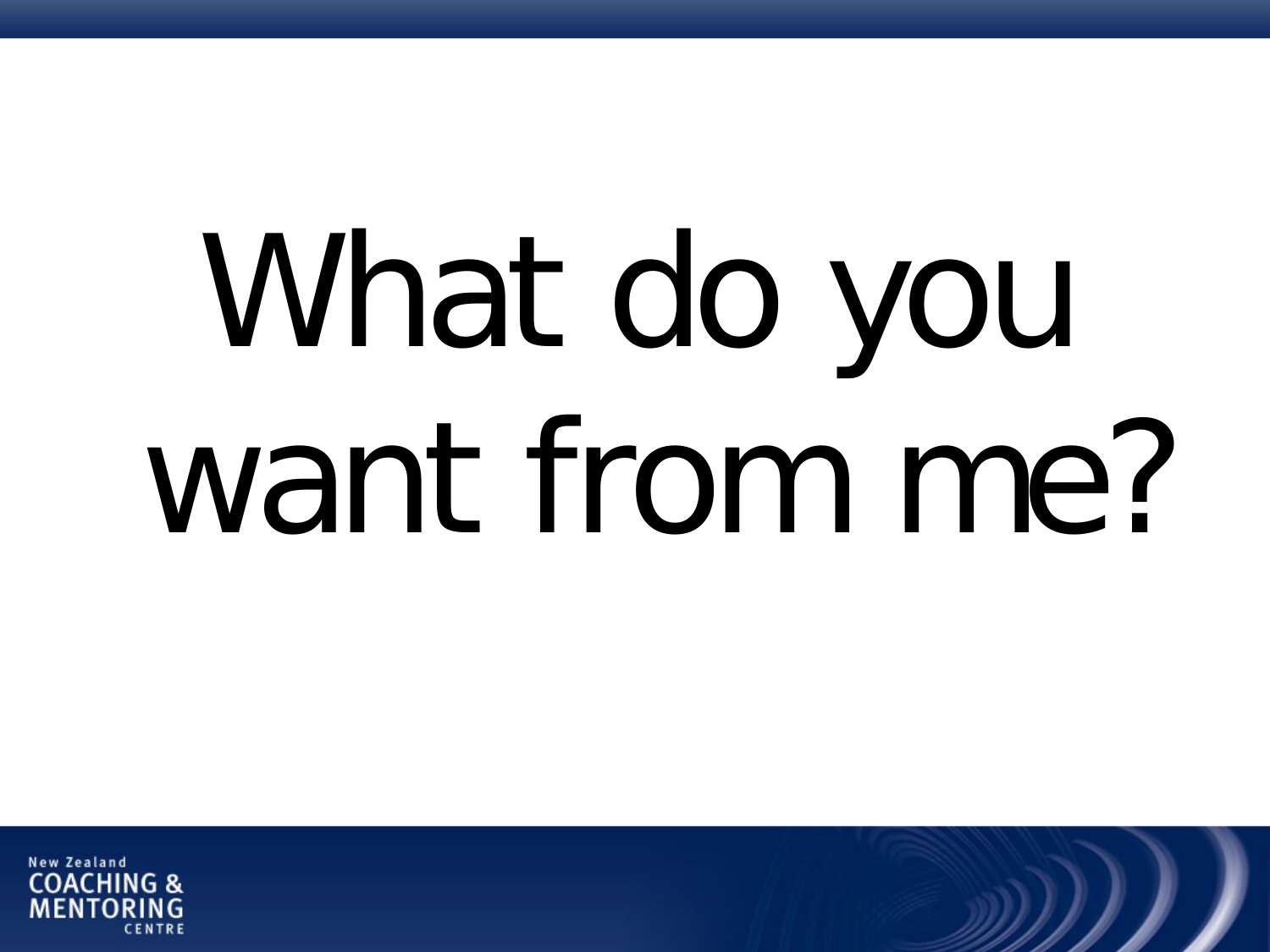# What do you want from me?